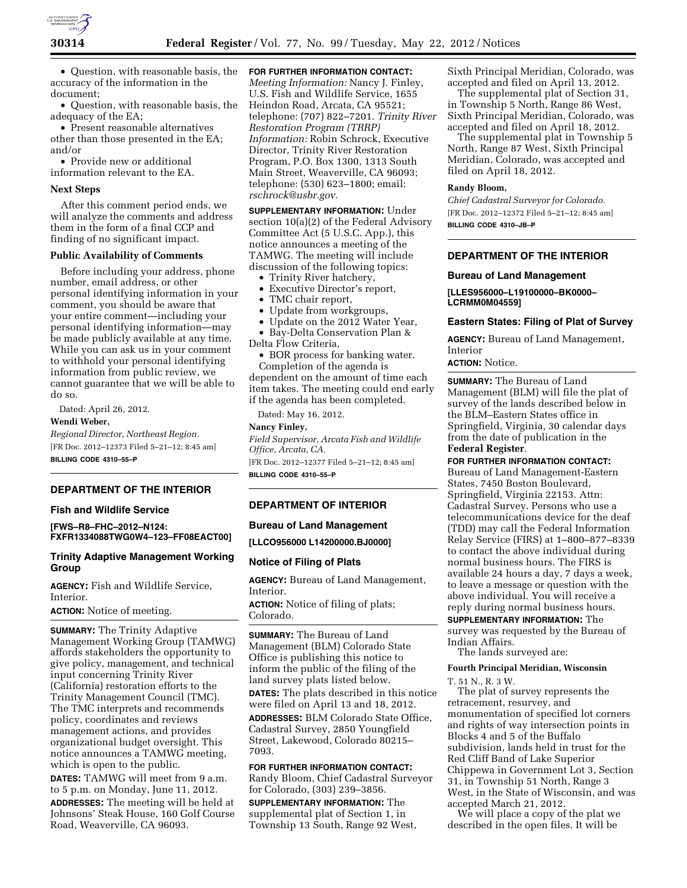- Question, with reasonable basis, the accuracy of the information in the document;
- Question, with reasonable basis, the adequacy of the EA;
- Present reasonable alternatives other than those presented in the EA; and/or
- Provide new or additional information relevant to the EA.

### Next Steps

After this comment period ends, we will analyze the comments and address them in the form of a final CCP and finding of no significant impact.

### Public Availability of Comments

Before including your address, phone number, email address, or other personal identifying information in your comment, you should be aware that your entire comment—including your personal identifying information—may be made publicly available at any time. While you can ask us in your comment to withhold your personal identifying information from public review, we cannot guarantee that we will be able to do so.

Dated: April 26, 2012.

**Wendi Weber,**

*Regional Director, Northeast Region.*

[FR Doc. 2012–12373 Filed 5–21–12; 8:45 am]

**BILLING CODE 4310–55–P**

## DEPARTMENT OF THE INTERIOR

### Fish and Wildlife Service

**[FWS–R8–FHC–2012–N124; FXFR1334088TWG0W4–123–FF08EACT00]**

### Trinity Adaptive Management Working Group

**AGENCY:** Fish and Wildlife Service, Interior.

**ACTION:** Notice of meeting.

**SUMMARY:** The Trinity Adaptive Management Working Group (TAMWG) affords stakeholders the opportunity to give policy, management, and technical input concerning Trinity River (California) restoration efforts to the Trinity Management Council (TMC). The TMC interprets and recommends policy, coordinates and reviews management actions, and provides organizational budget oversight. This notice announces a TAMWG meeting, which is open to the public.

**DATES:** TAMWG will meet from 9 a.m. to 5 p.m. on Monday, June 11, 2012.

**ADDRESSES:** The meeting will be held at Johnsons' Steak House, 160 Golf Course Road, Weaverville, CA 96093.

**FOR FURTHER INFORMATION CONTACT:** *Meeting Information:* Nancy J. Finley, U.S. Fish and Wildlife Service, 1655 Heindon Road, Arcata, CA 95521; telephone: (707) 822–7201. *Trinity River Restoration Program (TRRP) Information:* Robin Schrock, Executive Director, Trinity River Restoration Program, P.O. Box 1300, 1313 South Main Street, Weaverville, CA 96093; telephone: (530) 623–1800; email: *rschrock@usbr.gov.*

**SUPPLEMENTARY INFORMATION:** Under section 10(a)(2) of the Federal Advisory Committee Act (5 U.S.C. App.), this notice announces a meeting of the TAMWG. The meeting will include discussion of the following topics:

- Trinity River hatchery,
- Executive Director's report,
- TMC chair report,
- Update from workgroups,
- Update on the 2012 Water Year,
- Bay-Delta Conservation Plan & Delta Flow Criteria,
- BOR process for banking water.

Completion of the agenda is dependent on the amount of time each item takes. The meeting could end early if the agenda has been completed.

Dated: May 16, 2012.

**Nancy Finley,**

*Field Supervisor, Arcata Fish and Wildlife Office, Arcata, CA.*

[FR Doc. 2012–12377 Filed 5–21–12; 8:45 am]

**BILLING CODE 4310–55–P**

## DEPARTMENT OF INTERIOR

### Bureau of Land Management

**[LLCO956000 L14200000.BJ0000]**

### Notice of Filing of Plats

**AGENCY:** Bureau of Land Management, Interior.

**ACTION:** Notice of filing of plats; Colorado.

**SUMMARY:** The Bureau of Land Management (BLM) Colorado State Office is publishing this notice to inform the public of the filing of the land survey plats listed below.

**DATES:** The plats described in this notice were filed on April 13 and 18, 2012.

**ADDRESSES:** BLM Colorado State Office, Cadastral Survey, 2850 Youngfield Street, Lakewood, Colorado 80215–7093.

**FOR FURTHER INFORMATION CONTACT:** Randy Bloom, Chief Cadastral Surveyor for Colorado, (303) 239–3856.

**SUPPLEMENTARY INFORMATION:** The supplemental plat of Section 1, in Township 13 South, Range 92 West, Sixth Principal Meridian, Colorado, was accepted and filed on April 13, 2012.

The supplemental plat of Section 31, in Township 5 North, Range 86 West, Sixth Principal Meridian, Colorado, was accepted and filed on April 18, 2012.

The supplemental plat in Township 5 North, Range 87 West, Sixth Principal Meridian, Colorado, was accepted and filed on April 18, 2012.

**Randy Bloom,**

*Chief Cadastral Surveyor for Colorado.*

[FR Doc. 2012–12372 Filed 5–21–12; 8:45 am]

**BILLING CODE 4310–JB–P**

## DEPARTMENT OF THE INTERIOR

### Bureau of Land Management

**[LLES956000–L19100000–BK0000–LCRMM0M04559]**

### Eastern States: Filing of Plat of Survey

**AGENCY:** Bureau of Land Management, Interior

**ACTION:** Notice.

**SUMMARY:** The Bureau of Land Management (BLM) will file the plat of survey of the lands described below in the BLM–Eastern States office in Springfield, Virginia, 30 calendar days from the date of publication in the **Federal Register**.

**FOR FURTHER INFORMATION CONTACT:** Bureau of Land Management-Eastern States, 7450 Boston Boulevard, Springfield, Virginia 22153. Attn: Cadastral Survey. Persons who use a telecommunications device for the deaf (TDD) may call the Federal Information Relay Service (FIRS) at 1–800–877–8339 to contact the above individual during normal business hours. The FIRS is available 24 hours a day, 7 days a week, to leave a message or question with the above individual. You will receive a reply during normal business hours.

**SUPPLEMENTARY INFORMATION:** The survey was requested by the Bureau of Indian Affairs.

The lands surveyed are:

**Fourth Principal Meridian, Wisconsin**

T. 51 N., R. 3 W.

The plat of survey represents the retracement, resurvey, and monumentation of specified lot corners and rights of way intersection points in Blocks 4 and 5 of the Buffalo subdivision, lands held in trust for the Red Cliff Band of Lake Superior Chippewa in Government Lot 3, Section 31, in Township 51 North, Range 3 West, in the State of Wisconsin, and was accepted March 21, 2012.

We will place a copy of the plat we described in the open files. It will be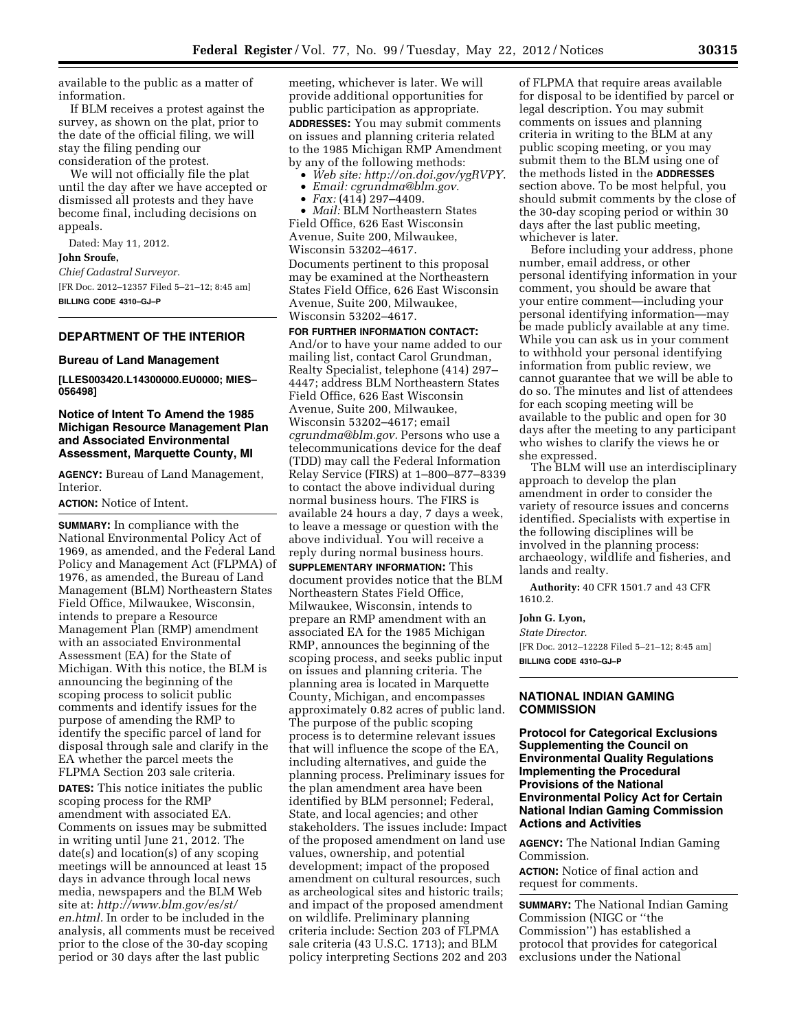available to the public as a matter of information.

If BLM receives a protest against the survey, as shown on the plat, prior to the date of the official filing, we will stay the filing pending our consideration of the protest.

We will not officially file the plat until the day after we have accepted or dismissed all protests and they have become final, including decisions on appeals.

Dated: May 11, 2012.

**John Sroufe,**

*Chief Cadastral Surveyor.*

[FR Doc. 2012–12357 Filed 5–21–12; 8:45 am]

**BILLING CODE 4310–GJ–P**

---

## DEPARTMENT OF THE INTERIOR

### Bureau of Land Management

**[LLES003420.L14300000.EU0000; MIES–056498]**

### Notice of Intent To Amend the 1985 Michigan Resource Management Plan and Associated Environmental Assessment, Marquette County, MI

**AGENCY:** Bureau of Land Management, Interior.

**ACTION:** Notice of Intent.

**SUMMARY:** In compliance with the National Environmental Policy Act of 1969, as amended, and the Federal Land Policy and Management Act (FLPMA) of 1976, as amended, the Bureau of Land Management (BLM) Northeastern States Field Office, Milwaukee, Wisconsin, intends to prepare a Resource Management Plan (RMP) amendment with an associated Environmental Assessment (EA) for the State of Michigan. With this notice, the BLM is announcing the beginning of the scoping process to solicit public comments and identify issues for the purpose of amending the RMP to identify the specific parcel of land for disposal through sale and clarify in the EA whether the parcel meets the FLPMA Section 203 sale criteria.

**DATES:** This notice initiates the public scoping process for the RMP amendment with associated EA. Comments on issues may be submitted in writing until June 21, 2012. The date(s) and location(s) of any scoping meetings will be announced at least 15 days in advance through local news media, newspapers and the BLM Web site at: *http://www.blm.gov/es/st/en.html.* In order to be included in the analysis, all comments must be received prior to the close of the 30-day scoping period or 30 days after the last public meeting, whichever is later. We will provide additional opportunities for public participation as appropriate.

**ADDRESSES:** You may submit comments on issues and planning criteria related to the 1985 Michigan RMP Amendment by any of the following methods:

- *Web site: http://on.doi.gov/ygRVPY.*
- *Email: cgrundma@blm.gov.*
- *Fax:* (414) 297–4409.
- *Mail:* BLM Northeastern States Field Office, 626 East Wisconsin Avenue, Suite 200, Milwaukee, Wisconsin 53202–4617.

Documents pertinent to this proposal may be examined at the Northeastern States Field Office, 626 East Wisconsin Avenue, Suite 200, Milwaukee, Wisconsin 53202–4617.

**FOR FURTHER INFORMATION CONTACT:** And/or to have your name added to our mailing list, contact Carol Grundman, Realty Specialist, telephone (414) 297–4447; address BLM Northeastern States Field Office, 626 East Wisconsin Avenue, Suite 200, Milwaukee, Wisconsin 53202–4617; email *cgrundma@blm.gov.* Persons who use a telecommunications device for the deaf (TDD) may call the Federal Information Relay Service (FIRS) at 1–800–877–8339 to contact the above individual during normal business hours. The FIRS is available 24 hours a day, 7 days a week, to leave a message or question with the above individual. You will receive a reply during normal business hours.

**SUPPLEMENTARY INFORMATION:** This document provides notice that the BLM Northeastern States Field Office, Milwaukee, Wisconsin, intends to prepare an RMP amendment with an associated EA for the 1985 Michigan RMP, announces the beginning of the scoping process, and seeks public input on issues and planning criteria. The planning area is located in Marquette County, Michigan, and encompasses approximately 0.82 acres of public land. The purpose of the public scoping process is to determine relevant issues that will influence the scope of the EA, including alternatives, and guide the planning process. Preliminary issues for the plan amendment area have been identified by BLM personnel; Federal, State, and local agencies; and other stakeholders. The issues include: Impact of the proposed amendment on land use values, ownership, and potential development; impact of the proposed amendment on cultural resources, such as archeological sites and historic trails; and impact of the proposed amendment on wildlife. Preliminary planning criteria include: Section 203 of FLPMA sale criteria (43 U.S.C. 1713); and BLM policy interpreting Sections 202 and 203 of FLPMA that require areas available for disposal to be identified by parcel or legal description. You may submit comments on issues and planning criteria in writing to the BLM at any public scoping meeting, or you may submit them to the BLM using one of the methods listed in the **ADDRESSES** section above. To be most helpful, you should submit comments by the close of the 30-day scoping period or within 30 days after the last public meeting, whichever is later.

Before including your address, phone number, email address, or other personal identifying information in your comment, you should be aware that your entire comment—including your personal identifying information—may be made publicly available at any time. While you can ask us in your comment to withhold your personal identifying information from public review, we cannot guarantee that we will be able to do so. The minutes and list of attendees for each scoping meeting will be available to the public and open for 30 days after the meeting to any participant who wishes to clarify the views he or she expressed.

The BLM will use an interdisciplinary approach to develop the plan amendment in order to consider the variety of resource issues and concerns identified. Specialists with expertise in the following disciplines will be involved in the planning process: archaeology, wildlife and fisheries, and lands and realty.

**Authority:** 40 CFR 1501.7 and 43 CFR 1610.2.

**John G. Lyon,**

*State Director.*

[FR Doc. 2012–12228 Filed 5–21–12; 8:45 am]

**BILLING CODE 4310–GJ–P**

---

## NATIONAL INDIAN GAMING COMMISSION

### Protocol for Categorical Exclusions Supplementing the Council on Environmental Quality Regulations Implementing the Procedural Provisions of the National Environmental Policy Act for Certain National Indian Gaming Commission Actions and Activities

**AGENCY:** The National Indian Gaming Commission.

**ACTION:** Notice of final action and request for comments.

**SUMMARY:** The National Indian Gaming Commission (NIGC or ''the Commission'') has established a protocol that provides for categorical exclusions under the National